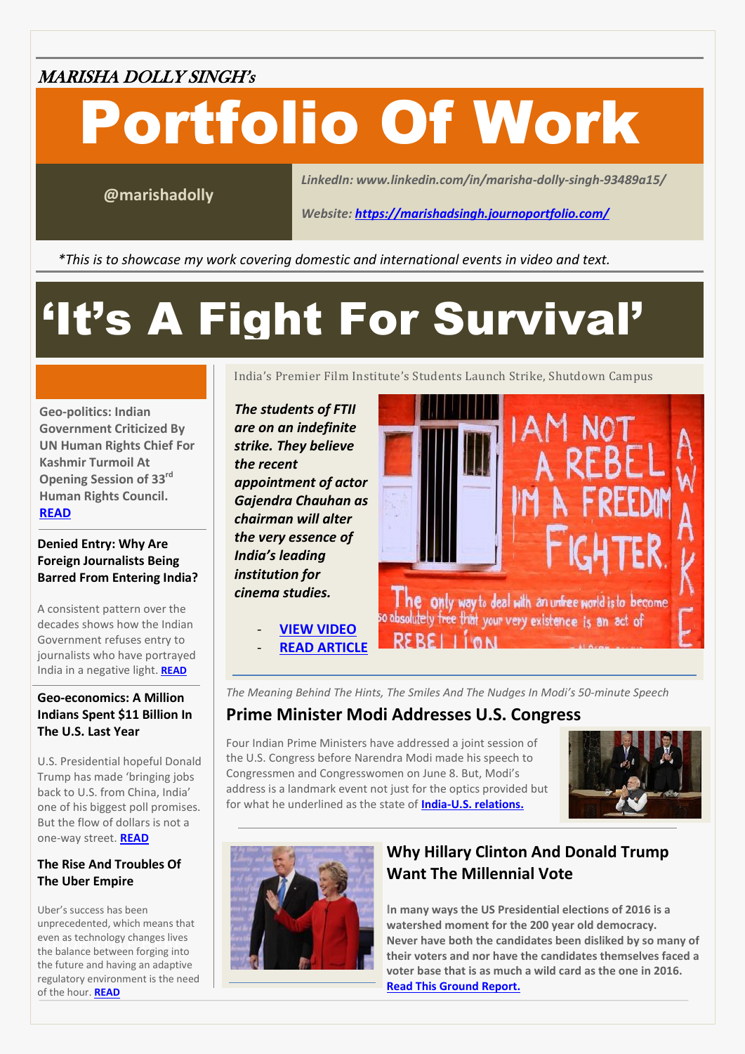MARISHA DOLLY SINGH's

# Portfolio Of Work

@marishadolly

*LinkedIn: www.linkedin.com/in/marisha-dolly-singh-93489a15/*

*Website: [https://marishadsingh.journoportfolio.com/](https://marishadsingh.journoportfolio.com/)*

*\*This is to showcase my work covering domestic and international events in video and text.*

# 'It's A Fight For Survival'

India's Premier Film Institute's Students Launch Strike, Shutdown Campus

***The students of FTII are on an indefinite strike. They believe the recent appointment of actor Gajendra Chauhan as chairman will alter the very essence of India's leading institution for cinema studies.***

- **VIEW VIDEO**
- **READ ARTICLE**

*The Meaning Behind The Hints, The Smiles And The Nudges In Modi's 50-minute Speech*

## Prime Minister Modi Addresses U.S. Congress

Four Indian Prime Ministers have addressed a joint session of the U.S. Congress before Narendra Modi made his speech to Congressmen and Congresswomen on June 8. But, Modi's address is a landmark event not just for the optics provided but for what he underlined as the state of **India-U.S. relations.**

## Why Hillary Clinton And Donald Trump Want The Millennial Vote

**In many ways the US Presidential elections of 2016 is a watershed moment for the 200 year old democracy. Never have both the candidates been disliked by so many of their voters and nor have the candidates themselves faced a voter base that is as much a wild card as the one in 2016. Read This Ground Report.**

---

**Geo-politics: Indian Government Criticized By UN Human Rights Chief For Kashmir Turmoil At Opening Session of 33rd Human Rights Council. READ**

### Denied Entry: Why Are Foreign Journalists Being Barred From Entering India?

A consistent pattern over the decades shows how the Indian Government refuses entry to journalists who have portrayed India in a negative light. **READ**

### Geo-economics: A Million Indians Spent $11 Billion In The U.S. Last Year

U.S. Presidential hopeful Donald Trump has made 'bringing jobs back to U.S. from China, India' one of his biggest poll promises. But the flow of dollars is not a one-way street. **READ**

### The Rise And Troubles Of The Uber Empire

Uber's success has been unprecedented, which means that even as technology changes lives the balance between forging into the future and having an adaptive regulatory environment is the need of the hour. **READ**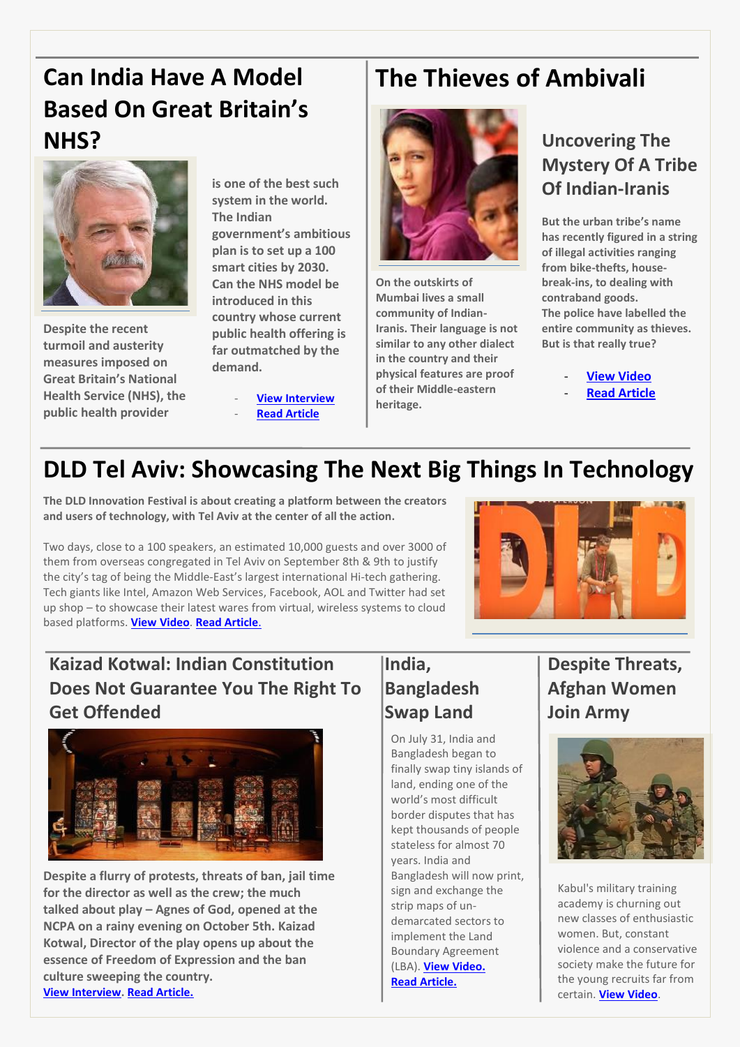# Can India Have A Model Based On Great Britain's NHS?

**Despite the recent turmoil and austerity measures imposed on Great Britain's National Health Service (NHS), the public health provider is one of the best such system in the world. The Indian government's ambitious plan is to set up a 100 smart cities by 2030. Can the NHS model be introduced in this country whose current public health offering is far outmatched by the demand.**

- View Interview
- Read Article

# The Thieves of Ambivali

**On the outskirts of Mumbai lives a small community of Indian-Iranis. Their language is not similar to any other dialect in the country and their physical features are proof of their Middle-eastern heritage.**

## Uncovering The Mystery Of A Tribe Of Indian-Iranis

**But the urban tribe's name has recently figured in a string of illegal activities ranging from bike-thefts, house-break-ins, to dealing with contraband goods. The police have labelled the entire community as thieves. But is that really true?**

- View Video
- Read Article

# DLD Tel Aviv: Showcasing The Next Big Things In Technology

**The DLD Innovation Festival is about creating a platform between the creators and users of technology, with Tel Aviv at the center of all the action.**

Two days, close to a 100 speakers, an estimated 10,000 guests and over 3000 of them from overseas congregated in Tel Aviv on September 8th & 9th to justify the city's tag of being the Middle-East's largest international Hi-tech gathering. Tech giants like Intel, Amazon Web Services, Facebook, AOL and Twitter had set up shop – to showcase their latest wares from virtual, wireless systems to cloud based platforms. **View Video**. **Read Article.**

## Kaizad Kotwal: Indian Constitution Does Not Guarantee You The Right To Get Offended

**Despite a flurry of protests, threats of ban, jail time for the director as well as the crew; the much talked about play – Agnes of God, opened at the NCPA on a rainy evening on October 5th. Kaizad Kotwal, Director of the play opens up about the essence of Freedom of Expression and the ban culture sweeping the country.**
**View Interview**. **Read Article.**

## India, Bangladesh Swap Land

On July 31, India and Bangladesh began to finally swap tiny islands of land, ending one of the world's most difficult border disputes that has kept thousands of people stateless for almost 70 years. India and Bangladesh will now print, sign and exchange the strip maps of un-demarcated sectors to implement the Land Boundary Agreement (LBA). **View Video.** **Read Article.**

## Despite Threats, Afghan Women Join Army

Kabul's military training academy is churning out new classes of enthusiastic women. But, constant violence and a conservative society make the future for the young recruits far from certain. **View Video**.